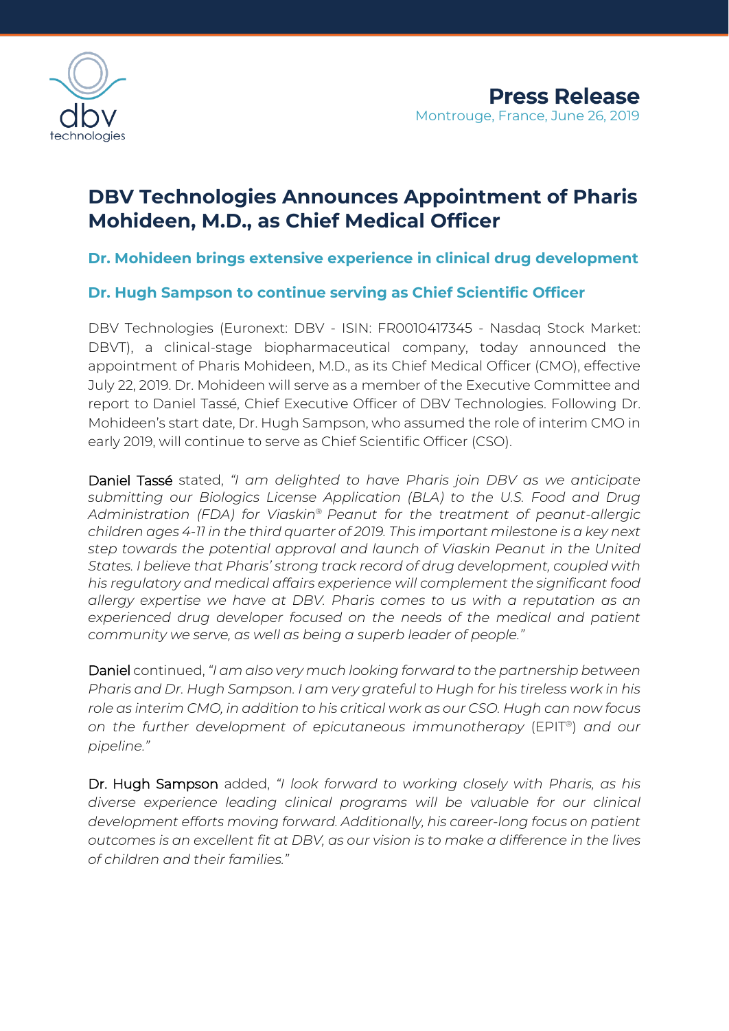**Press Release**
Montrouge, France, June 26, 2019

# DBV Technologies Announces Appointment of Pharis Mohideen, M.D., as Chief Medical Officer

## Dr. Mohideen brings extensive experience in clinical drug development

## Dr. Hugh Sampson to continue serving as Chief Scientific Officer

DBV Technologies (Euronext: DBV - ISIN: FR0010417345 - Nasdaq Stock Market: DBVT), a clinical-stage biopharmaceutical company, today announced the appointment of Pharis Mohideen, M.D., as its Chief Medical Officer (CMO), effective July 22, 2019. Dr. Mohideen will serve as a member of the Executive Committee and report to Daniel Tassé, Chief Executive Officer of DBV Technologies. Following Dr. Mohideen's start date, Dr. Hugh Sampson, who assumed the role of interim CMO in early 2019, will continue to serve as Chief Scientific Officer (CSO).

Daniel Tassé stated, *"I am delighted to have Pharis join DBV as we anticipate submitting our Biologics License Application (BLA) to the U.S. Food and Drug Administration (FDA) for Viaskin® Peanut for the treatment of peanut-allergic children ages 4-11 in the third quarter of 2019. This important milestone is a key next step towards the potential approval and launch of Viaskin Peanut in the United States. I believe that Pharis' strong track record of drug development, coupled with his regulatory and medical affairs experience will complement the significant food allergy expertise we have at DBV. Pharis comes to us with a reputation as an experienced drug developer focused on the needs of the medical and patient community we serve, as well as being a superb leader of people."*

Daniel continued, *"I am also very much looking forward to the partnership between Pharis and Dr. Hugh Sampson. I am very grateful to Hugh for his tireless work in his role as interim CMO, in addition to his critical work as our CSO. Hugh can now focus on the further development of epicutaneous immunotherapy* (EPIT®) *and our pipeline."*

Dr. Hugh Sampson added, *"I look forward to working closely with Pharis, as his diverse experience leading clinical programs will be valuable for our clinical development efforts moving forward. Additionally, his career-long focus on patient outcomes is an excellent fit at DBV, as our vision is to make a difference in the lives of children and their families."*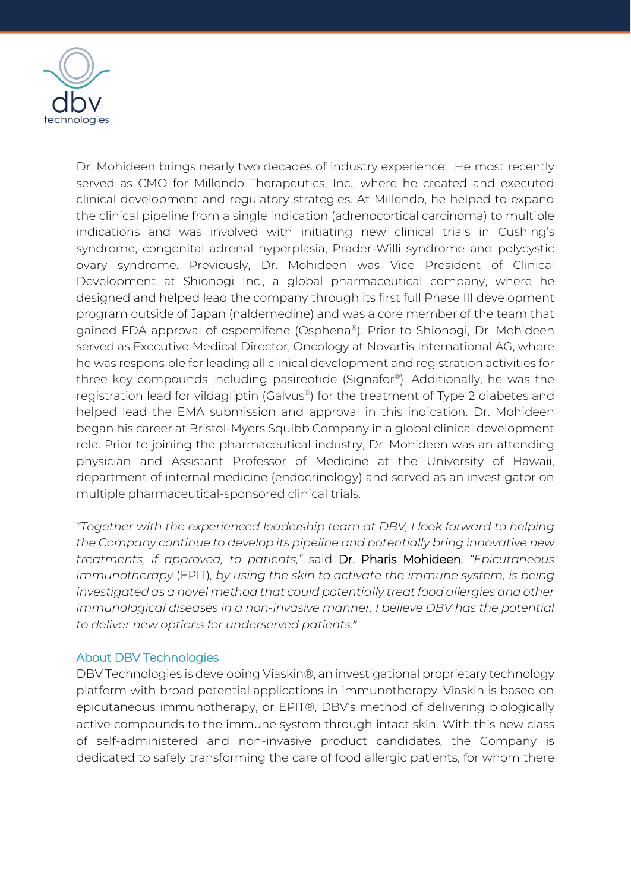Dr. Mohideen brings nearly two decades of industry experience. He most recently served as CMO for Millendo Therapeutics, Inc., where he created and executed clinical development and regulatory strategies. At Millendo, he helped to expand the clinical pipeline from a single indication (adrenocortical carcinoma) to multiple indications and was involved with initiating new clinical trials in Cushing's syndrome, congenital adrenal hyperplasia, Prader-Willi syndrome and polycystic ovary syndrome. Previously, Dr. Mohideen was Vice President of Clinical Development at Shionogi Inc., a global pharmaceutical company, where he designed and helped lead the company through its first full Phase III development program outside of Japan (naldemedine) and was a core member of the team that gained FDA approval of ospemifene (Osphena®). Prior to Shionogi, Dr. Mohideen served as Executive Medical Director, Oncology at Novartis International AG, where he was responsible for leading all clinical development and registration activities for three key compounds including pasireotide (Signafor®). Additionally, he was the registration lead for vildagliptin (Galvus®) for the treatment of Type 2 diabetes and helped lead the EMA submission and approval in this indication. Dr. Mohideen began his career at Bristol-Myers Squibb Company in a global clinical development role. Prior to joining the pharmaceutical industry, Dr. Mohideen was an attending physician and Assistant Professor of Medicine at the University of Hawaii, department of internal medicine (endocrinology) and served as an investigator on multiple pharmaceutical-sponsored clinical trials.

*"Together with the experienced leadership team at DBV, I look forward to helping the Company continue to develop its pipeline and potentially bring innovative new treatments, if approved, to patients,"* said Dr. Pharis Mohideen. *"Epicutaneous immunotherapy* (EPIT)*, by using the skin to activate the immune system, is being investigated as a novel method that could potentially treat food allergies and other immunological diseases in a non-invasive manner. I believe DBV has the potential to deliver new options for underserved patients."*

## About DBV Technologies

DBV Technologies is developing Viaskin®, an investigational proprietary technology platform with broad potential applications in immunotherapy. Viaskin is based on epicutaneous immunotherapy, or EPIT®, DBV's method of delivering biologically active compounds to the immune system through intact skin. With this new class of self-administered and non-invasive product candidates, the Company is dedicated to safely transforming the care of food allergic patients, for whom there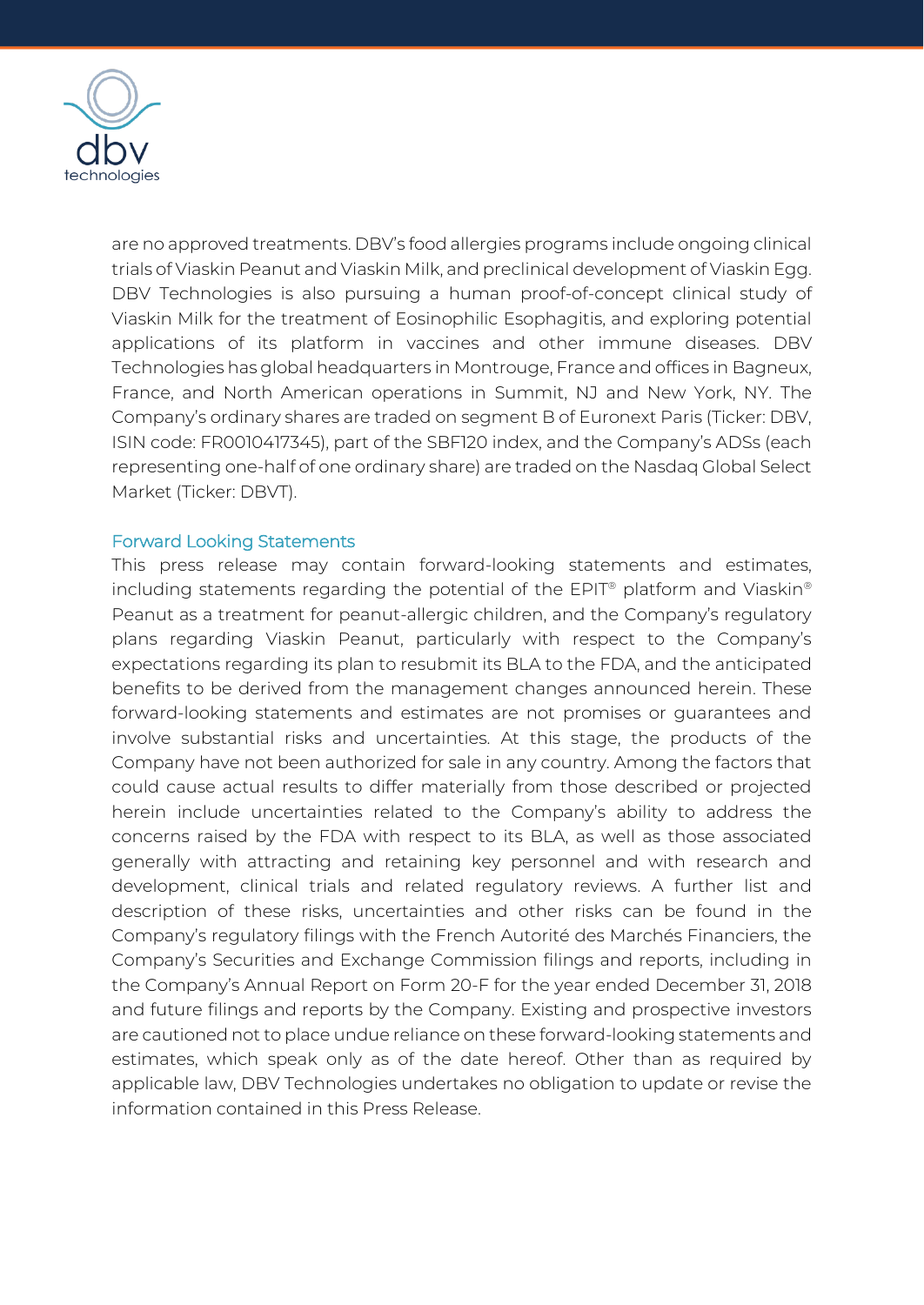are no approved treatments. DBV's food allergies programs include ongoing clinical trials of Viaskin Peanut and Viaskin Milk, and preclinical development of Viaskin Egg. DBV Technologies is also pursuing a human proof-of-concept clinical study of Viaskin Milk for the treatment of Eosinophilic Esophagitis, and exploring potential applications of its platform in vaccines and other immune diseases. DBV Technologies has global headquarters in Montrouge, France and offices in Bagneux, France, and North American operations in Summit, NJ and New York, NY. The Company's ordinary shares are traded on segment B of Euronext Paris (Ticker: DBV, ISIN code: FR0010417345), part of the SBF120 index, and the Company's ADSs (each representing one-half of one ordinary share) are traded on the Nasdaq Global Select Market (Ticker: DBVT).

## Forward Looking Statements

This press release may contain forward-looking statements and estimates, including statements regarding the potential of the EPIT® platform and Viaskin® Peanut as a treatment for peanut-allergic children, and the Company's regulatory plans regarding Viaskin Peanut, particularly with respect to the Company's expectations regarding its plan to resubmit its BLA to the FDA, and the anticipated benefits to be derived from the management changes announced herein. These forward-looking statements and estimates are not promises or guarantees and involve substantial risks and uncertainties. At this stage, the products of the Company have not been authorized for sale in any country. Among the factors that could cause actual results to differ materially from those described or projected herein include uncertainties related to the Company's ability to address the concerns raised by the FDA with respect to its BLA, as well as those associated generally with attracting and retaining key personnel and with research and development, clinical trials and related regulatory reviews. A further list and description of these risks, uncertainties and other risks can be found in the Company's regulatory filings with the French Autorité des Marchés Financiers, the Company's Securities and Exchange Commission filings and reports, including in the Company's Annual Report on Form 20-F for the year ended December 31, 2018 and future filings and reports by the Company. Existing and prospective investors are cautioned not to place undue reliance on these forward-looking statements and estimates, which speak only as of the date hereof. Other than as required by applicable law, DBV Technologies undertakes no obligation to update or revise the information contained in this Press Release.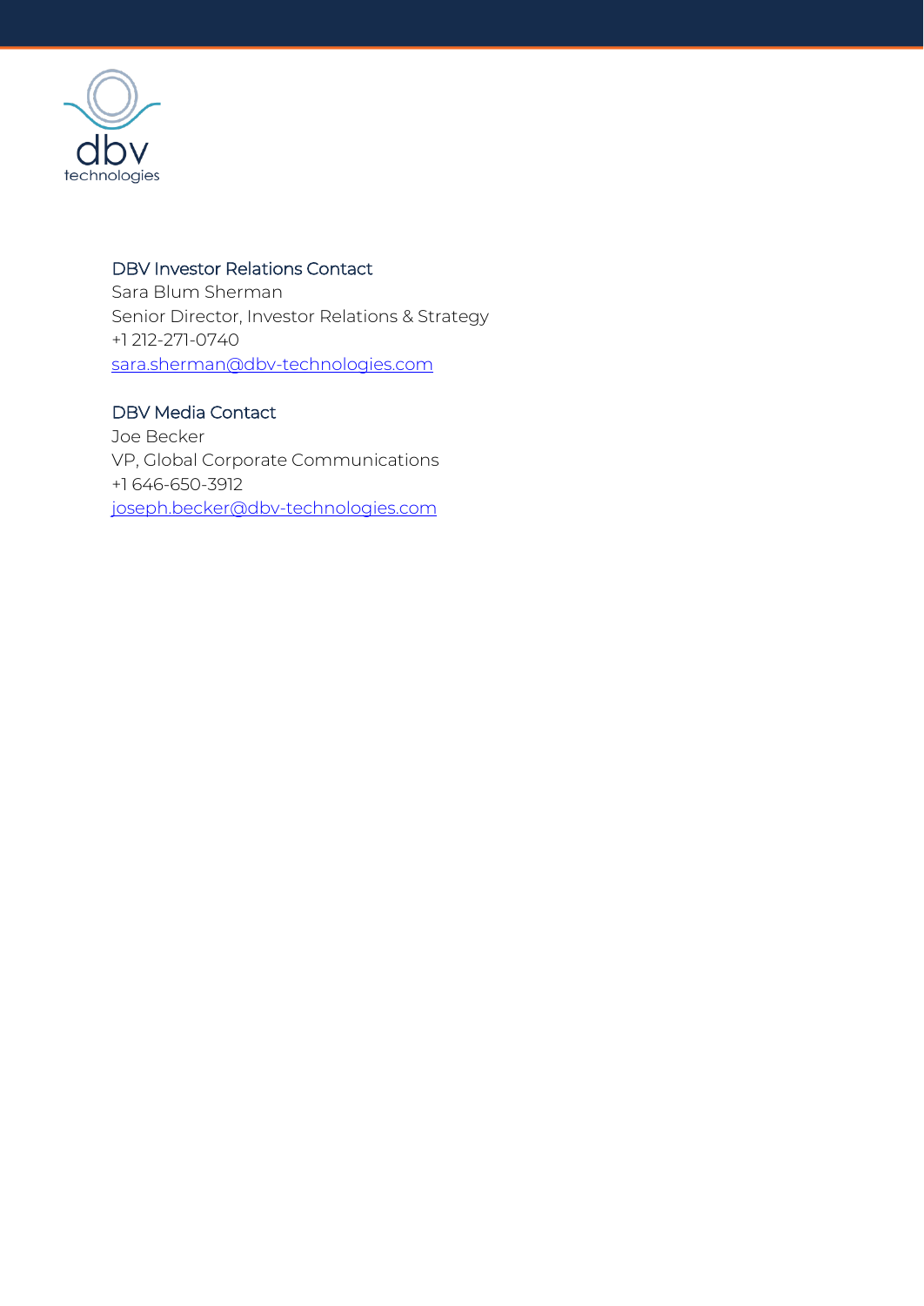**DBV Investor Relations Contact**
Sara Blum Sherman
Senior Director, Investor Relations & Strategy
+1 212-271-0740
sara.sherman@dbv-technologies.com

**DBV Media Contact**
Joe Becker
VP, Global Corporate Communications
+1 646-650-3912
joseph.becker@dbv-technologies.com